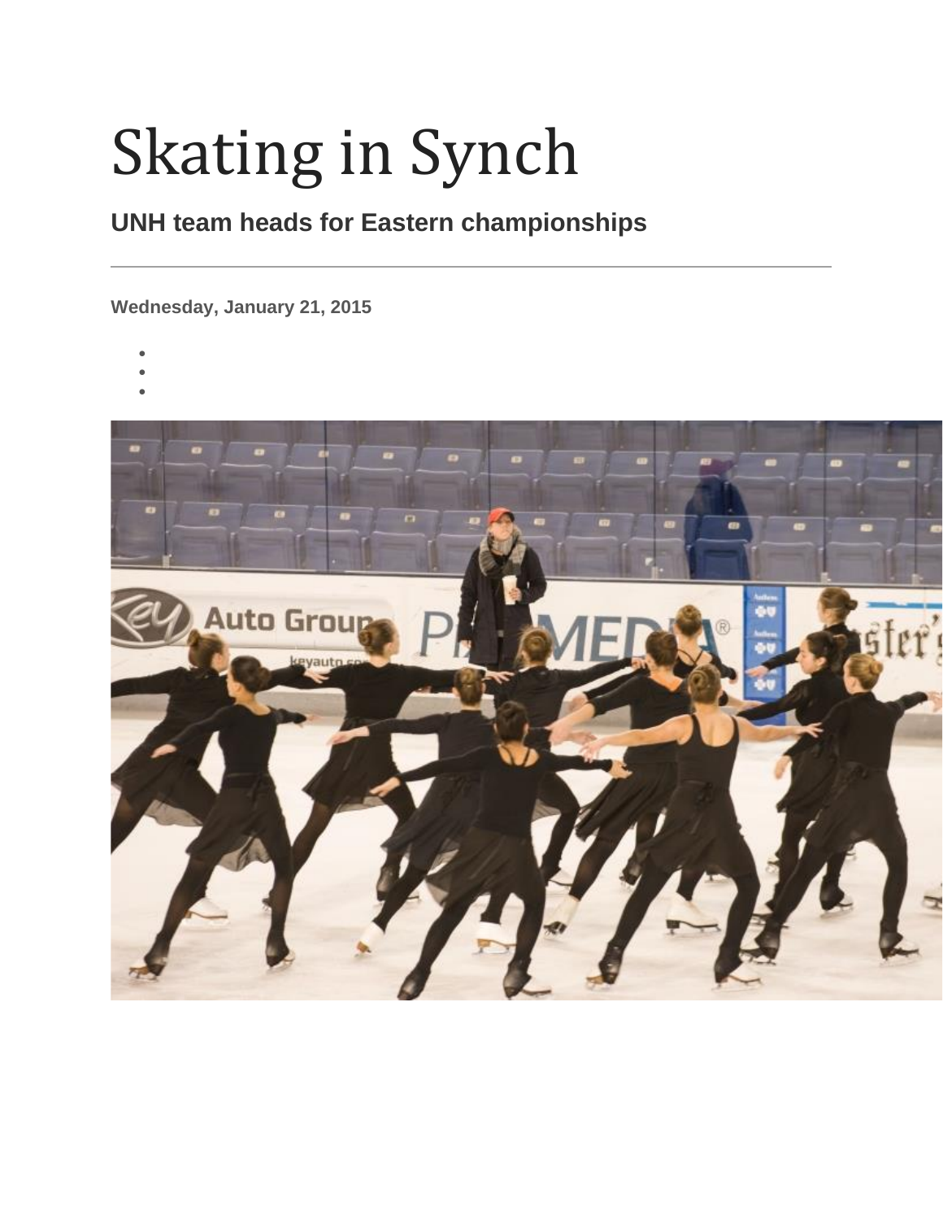# Skating in Synch

## UNH team heads for Eastern championships

---

Wednesday, January 21, 2015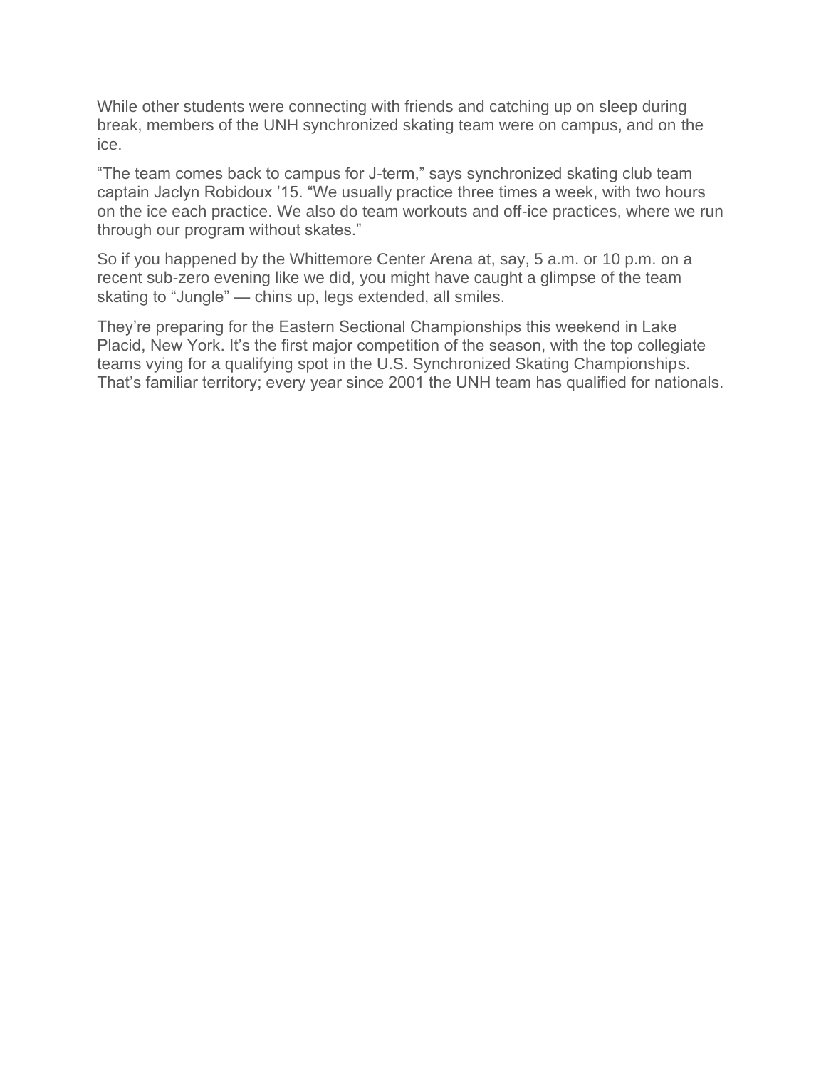While other students were connecting with friends and catching up on sleep during break, members of the UNH synchronized skating team were on campus, and on the ice.

“The team comes back to campus for J-term,” says synchronized skating club team captain Jaclyn Robidoux ’15. “We usually practice three times a week, with two hours on the ice each practice. We also do team workouts and off-ice practices, where we run through our program without skates.”

So if you happened by the Whittemore Center Arena at, say, 5 a.m. or 10 p.m. on a recent sub-zero evening like we did, you might have caught a glimpse of the team skating to “Jungle” — chins up, legs extended, all smiles.

They’re preparing for the Eastern Sectional Championships this weekend in Lake Placid, New York. It’s the first major competition of the season, with the top collegiate teams vying for a qualifying spot in the U.S. Synchronized Skating Championships. That’s familiar territory; every year since 2001 the UNH team has qualified for nationals.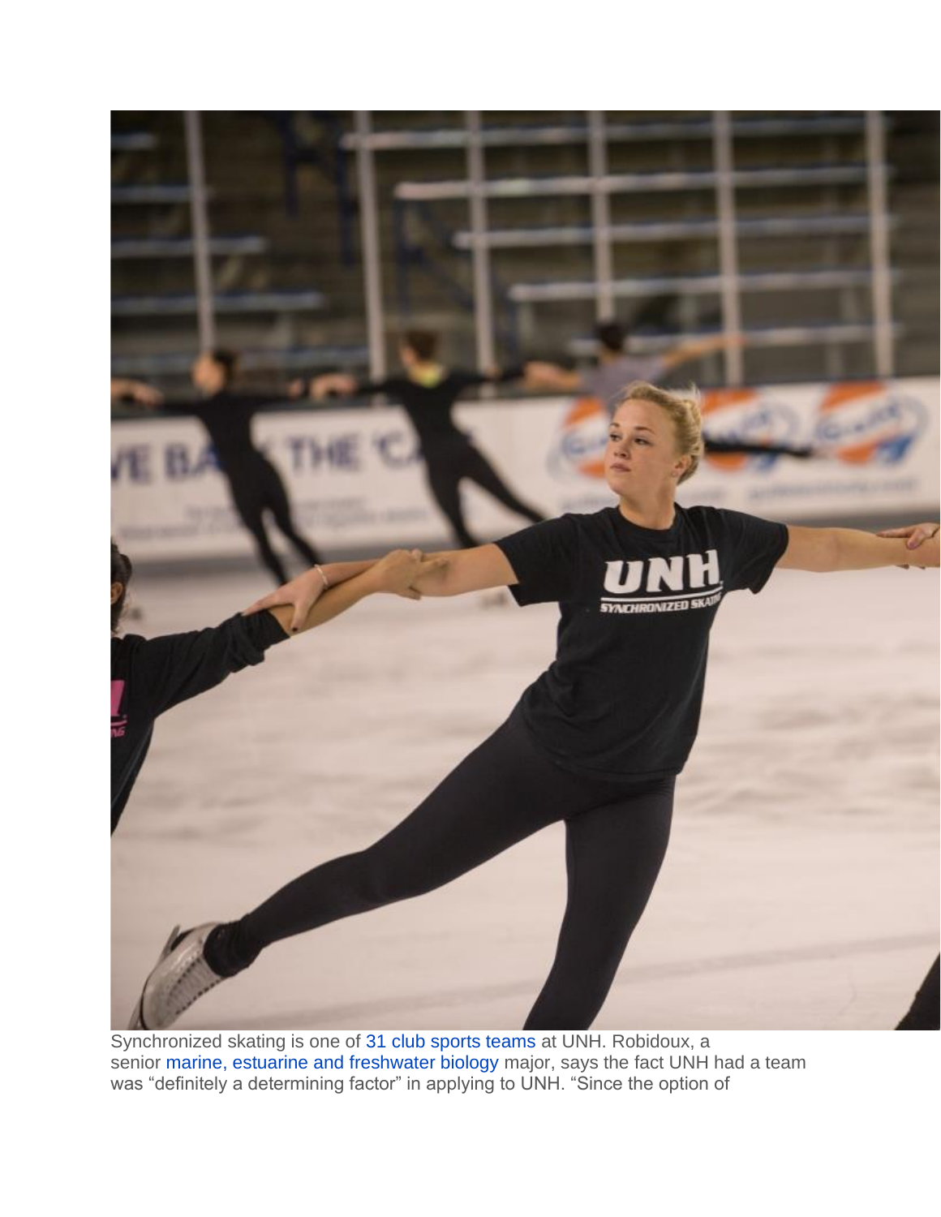Synchronized skating is one of 31 club sports teams at UNH. Robidoux, a senior marine, estuarine and freshwater biology major, says the fact UNH had a team was "definitely a determining factor" in applying to UNH. "Since the option of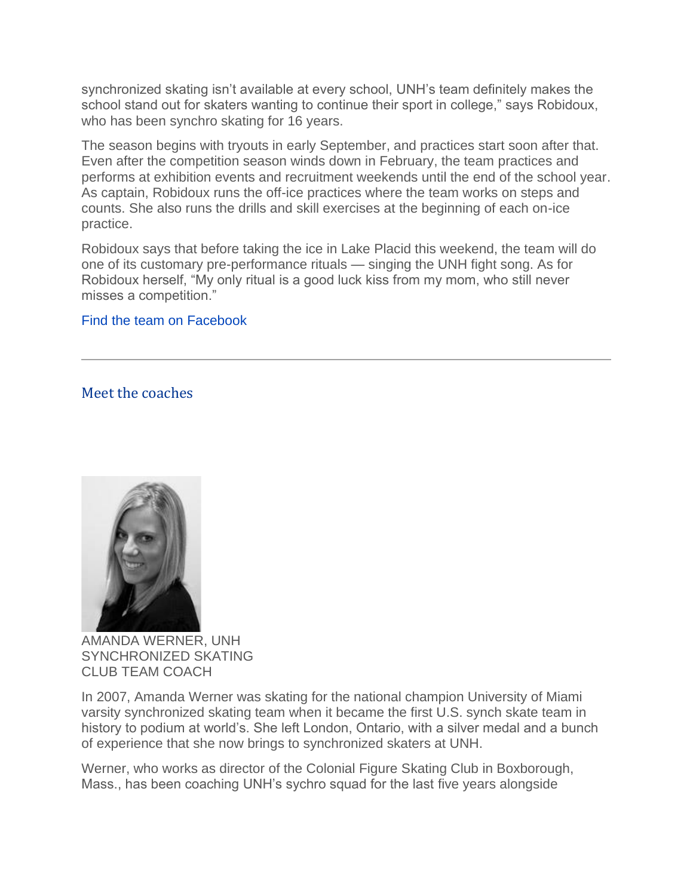synchronized skating isn't available at every school, UNH's team definitely makes the school stand out for skaters wanting to continue their sport in college," says Robidoux, who has been synchro skating for 16 years.

The season begins with tryouts in early September, and practices start soon after that. Even after the competition season winds down in February, the team practices and performs at exhibition events and recruitment weekends until the end of the school year. As captain, Robidoux runs the off-ice practices where the team works on steps and counts. She also runs the drills and skill exercises at the beginning of each on-ice practice.

Robidoux says that before taking the ice in Lake Placid this weekend, the team will do one of its customary pre-performance rituals — singing the UNH fight song. As for Robidoux herself, "My only ritual is a good luck kiss from my mom, who still never misses a competition."

Find the team on Facebook

---

## Meet the coaches

AMANDA WERNER, UNH SYNCHRONIZED SKATING CLUB TEAM COACH

In 2007, Amanda Werner was skating for the national champion University of Miami varsity synchronized skating team when it became the first U.S. synch skate team in history to podium at world's. She left London, Ontario, with a silver medal and a bunch of experience that she now brings to synchronized skaters at UNH.

Werner, who works as director of the Colonial Figure Skating Club in Boxborough, Mass., has been coaching UNH's sychro squad for the last five years alongside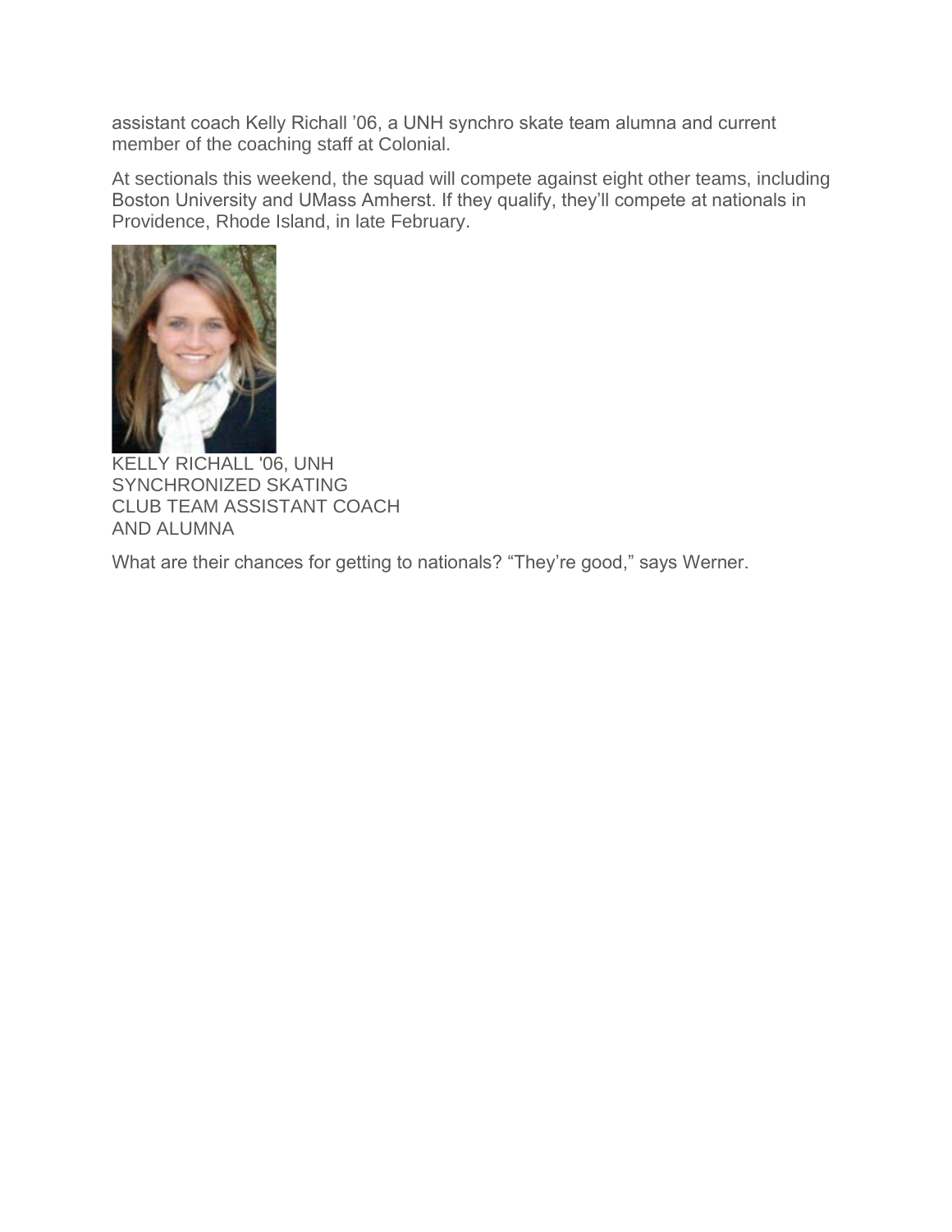assistant coach Kelly Richall '06, a UNH synchro skate team alumna and current member of the coaching staff at Colonial.

At sectionals this weekend, the squad will compete against eight other teams, including Boston University and UMass Amherst. If they qualify, they'll compete at nationals in Providence, Rhode Island, in late February.

KELLY RICHALL '06, UNH SYNCHRONIZED SKATING CLUB TEAM ASSISTANT COACH AND ALUMNA

What are their chances for getting to nationals? "They're good," says Werner.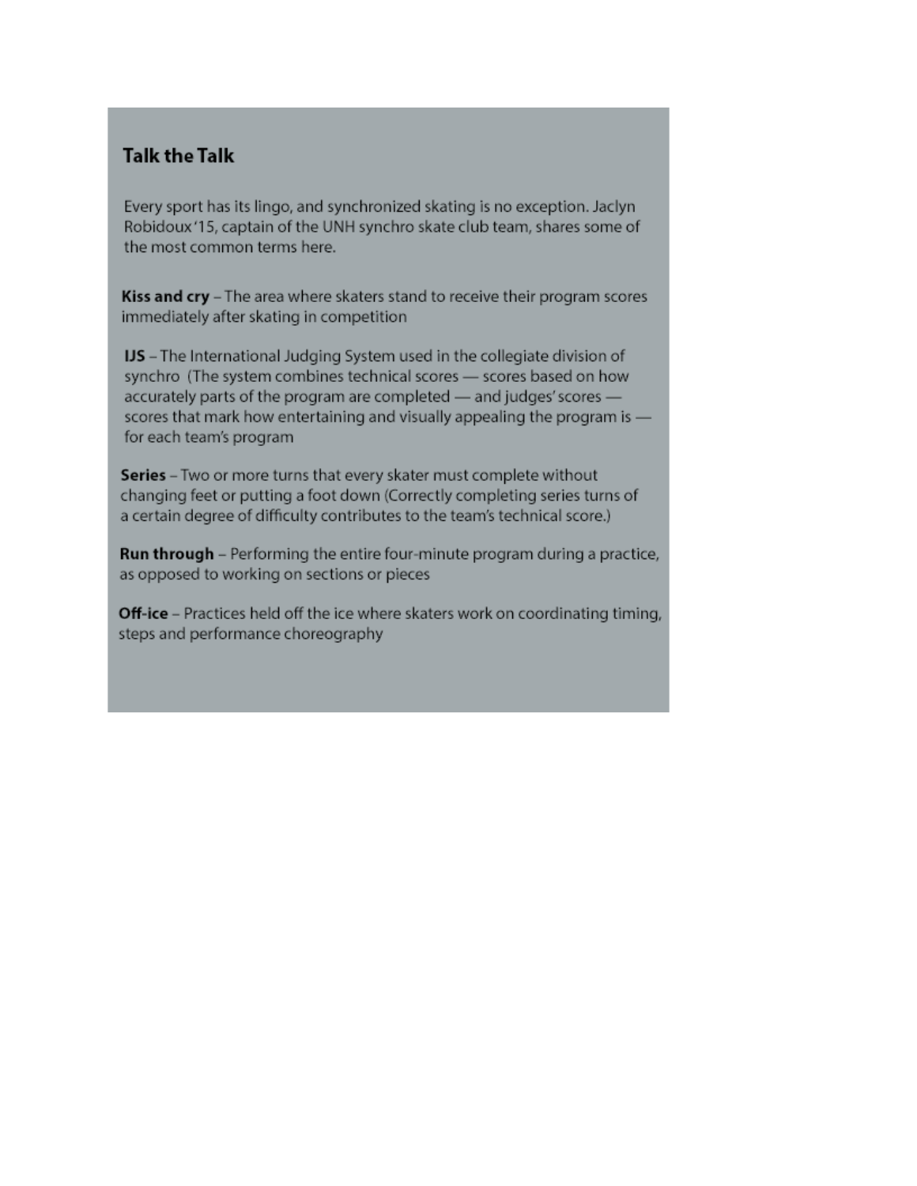## Talk the Talk

Every sport has its lingo, and synchronized skating is no exception. Jaclyn Robidoux '15, captain of the UNH synchro skate club team, shares some of the most common terms here.

**Kiss and cry** – The area where skaters stand to receive their program scores immediately after skating in competition

**IJS** – The International Judging System used in the collegiate division of synchro (The system combines technical scores — scores based on how accurately parts of the program are completed — and judges' scores — scores that mark how entertaining and visually appealing the program is — for each team's program

**Series** – Two or more turns that every skater must complete without changing feet or putting a foot down (Correctly completing series turns of a certain degree of difficulty contributes to the team's technical score.)

**Run through** – Performing the entire four-minute program during a practice, as opposed to working on sections or pieces

**Off-ice** – Practices held off the ice where skaters work on coordinating timing, steps and performance choreography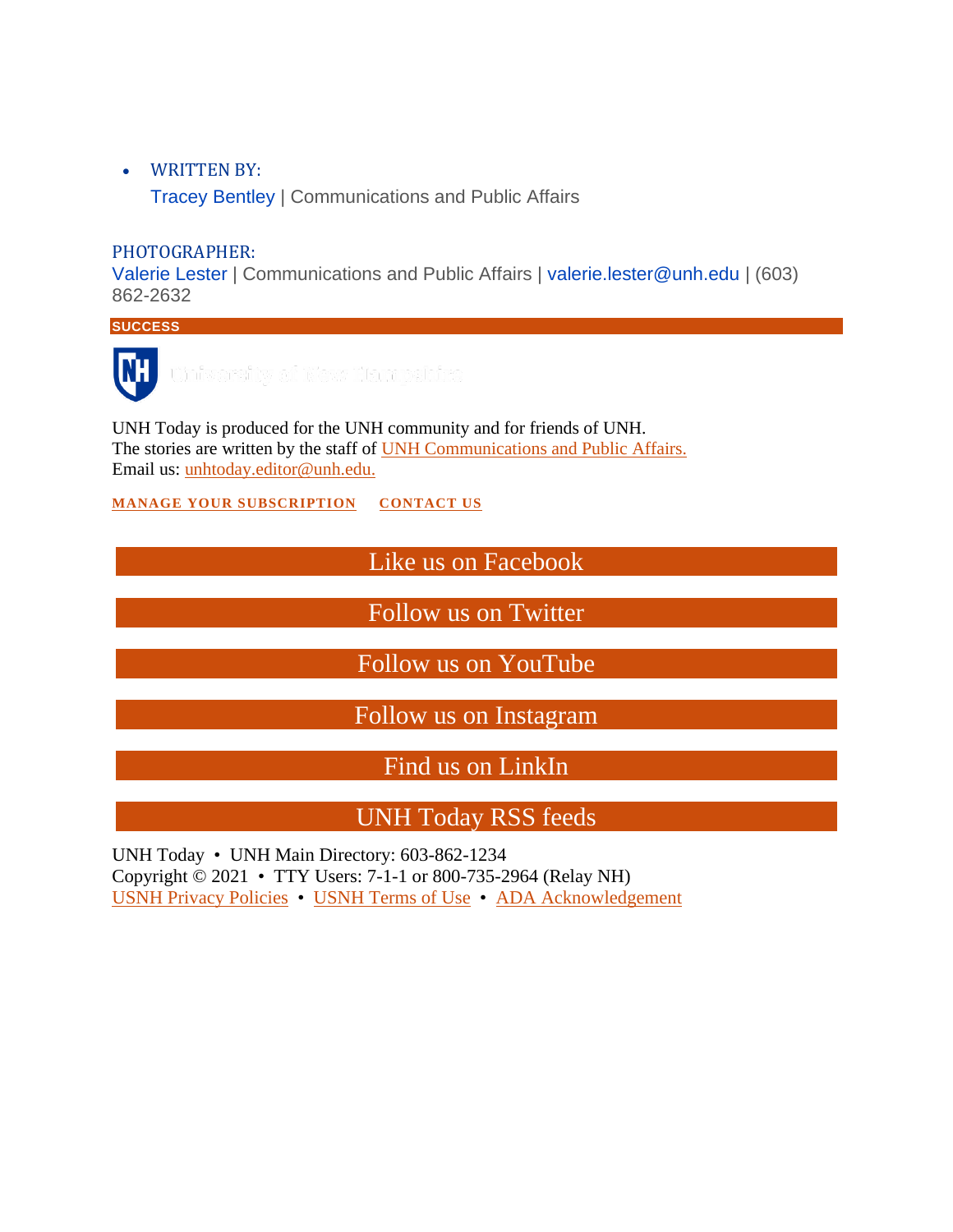- WRITTEN BY:
  Tracey Bentley | Communications and Public Affairs

PHOTOGRAPHER:
Valerie Lester | Communications and Public Affairs | valerie.lester@unh.edu | (603) 862-2632

**SUCCESS**

UNH Today is produced for the UNH community and for friends of UNH.
The stories are written by the staff of UNH Communications and Public Affairs.
Email us: unhtoday.editor@unh.edu.

**MANAGE YOUR SUBSCRIPTION** **CONTACT US**

Like us on Facebook

Follow us on Twitter

Follow us on YouTube

Follow us on Instagram

Find us on LinkIn

UNH Today RSS feeds

UNH Today • UNH Main Directory: 603-862-1234
Copyright © 2021 • TTY Users: 7-1-1 or 800-735-2964 (Relay NH)
USNH Privacy Policies • USNH Terms of Use • ADA Acknowledgement